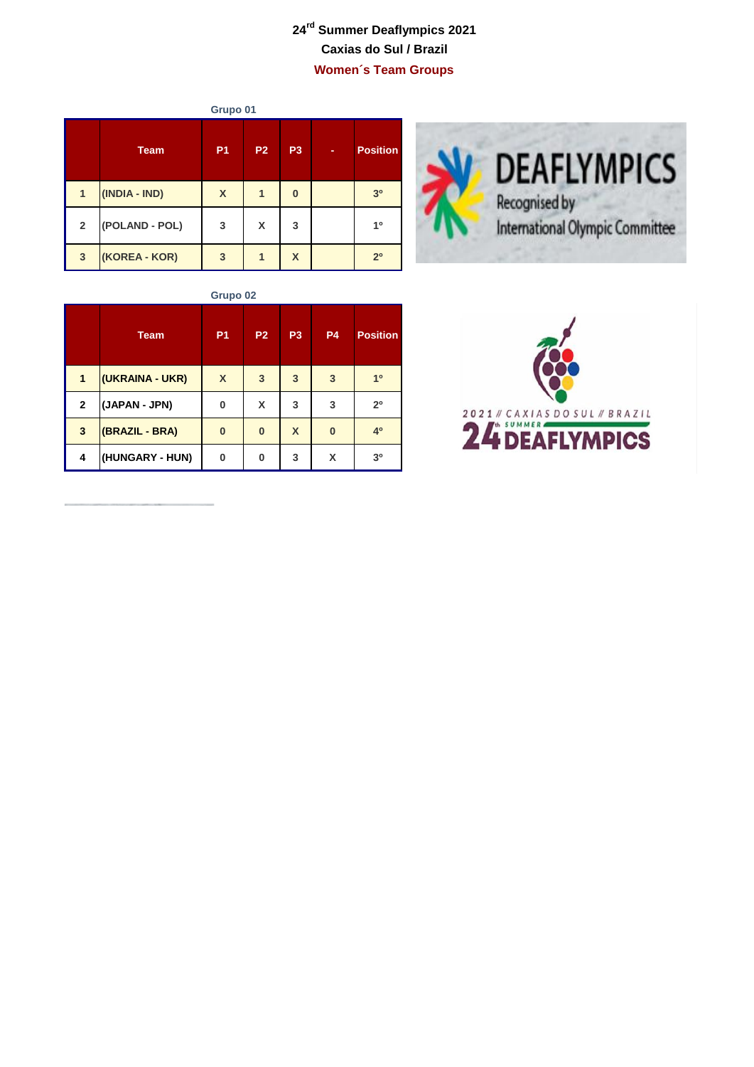# 24th Summer Deaflympics 2021

## Caxias do Sul / Brazil

## Women´s Team Groups

### Grupo 01

| | Team | P1 | P2 | P3 | - | Position |
|---|---|---|---|---|---|---|
| 1 | (INDIA - IND) | X | 1 | 0 | | 3º |
| 2 | (POLAND - POL) | 3 | X | 3 | | 1º |
| 3 | (KOREA - KOR) | 3 | 1 | X | | 2º |

### Grupo 02

| | Team | P1 | P2 | P3 | P4 | Position |
|---|---|---|---|---|---|---|
| 1 | (UKRAINA - UKR) | X | 3 | 3 | 3 | 1º |
| 2 | (JAPAN - JPN) | 0 | X | 3 | 3 | 2º |
| 3 | (BRAZIL - BRA) | 0 | 0 | X | 0 | 4º |
| 4 | (HUNGARY - HUN) | 0 | 0 | 3 | X | 3º |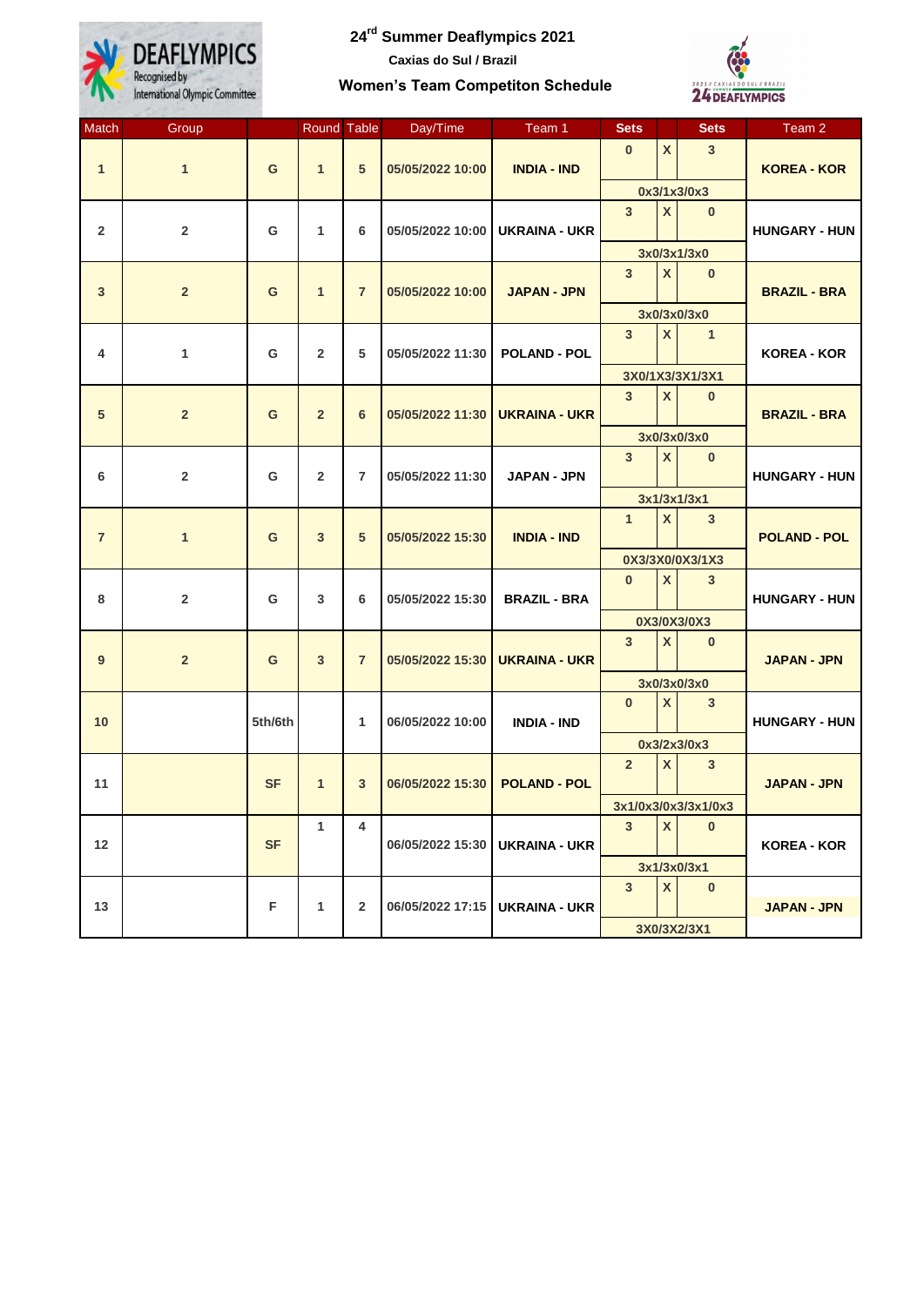# 24rd Summer Deaflympics 2021

**Caxias do Sul / Brazil**

**Women's Team Competiton Schedule**

| Match | Group | | Round | Table | Day/Time | Team 1 | Sets | | Sets | Team 2 |
|---|---|---|---|---|---|---|---|---|---|---|
| 1 | 1 | G | 1 | 5 | 05/05/2022 10:00 | INDIA - IND | 0 | X | 3 | KOREA - KOR |
| | | | | | | | 0x3/1x3/0x3 | | | |
| 2 | 2 | G | 1 | 6 | 05/05/2022 10:00 | UKRAINA - UKR | 3 | X | 0 | HUNGARY - HUN |
| | | | | | | | 3x0/3x1/3x0 | | | |
| 3 | 2 | G | 1 | 7 | 05/05/2022 10:00 | JAPAN - JPN | 3 | X | 0 | BRAZIL - BRA |
| | | | | | | | 3x0/3x0/3x0 | | | |
| 4 | 1 | G | 2 | 5 | 05/05/2022 11:30 | POLAND - POL | 3 | X | 1 | KOREA - KOR |
| | | | | | | | 3X0/1X3/3X1/3X1 | | | |
| 5 | 2 | G | 2 | 6 | 05/05/2022 11:30 | UKRAINA - UKR | 3 | X | 0 | BRAZIL - BRA |
| | | | | | | | 3x0/3x0/3x0 | | | |
| 6 | 2 | G | 2 | 7 | 05/05/2022 11:30 | JAPAN - JPN | 3 | X | 0 | HUNGARY - HUN |
| | | | | | | | 3x1/3x1/3x1 | | | |
| 7 | 1 | G | 3 | 5 | 05/05/2022 15:30 | INDIA - IND | 1 | X | 3 | POLAND - POL |
| | | | | | | | 0X3/3X0/0X3/1X3 | | | |
| 8 | 2 | G | 3 | 6 | 05/05/2022 15:30 | BRAZIL - BRA | 0 | X | 3 | HUNGARY - HUN |
| | | | | | | | 0X3/0X3/0X3 | | | |
| 9 | 2 | G | 3 | 7 | 05/05/2022 15:30 | UKRAINA - UKR | 3 | X | 0 | JAPAN - JPN |
| | | | | | | | 3x0/3x0/3x0 | | | |
| 10 | | 5th/6th | | 1 | 06/05/2022 10:00 | INDIA - IND | 0 | X | 3 | HUNGARY - HUN |
| | | | | | | | 0x3/2x3/0x3 | | | |
| 11 | | SF | 1 | 3 | 06/05/2022 15:30 | POLAND - POL | 2 | X | 3 | JAPAN - JPN |
| | | | | | | | 3x1/0x3/0x3/3x1/0x3 | | | |
| 12 | | SF | 1 | 4 | 06/05/2022 15:30 | UKRAINA - UKR | 3 | X | 0 | KOREA - KOR |
| | | | | | | | 3x1/3x0/3x1 | | | |
| 13 | | F | 1 | 2 | 06/05/2022 17:15 | UKRAINA - UKR | 3 | X | 0 | JAPAN - JPN |
| | | | | | | | 3X0/3X2/3X1 | | | |